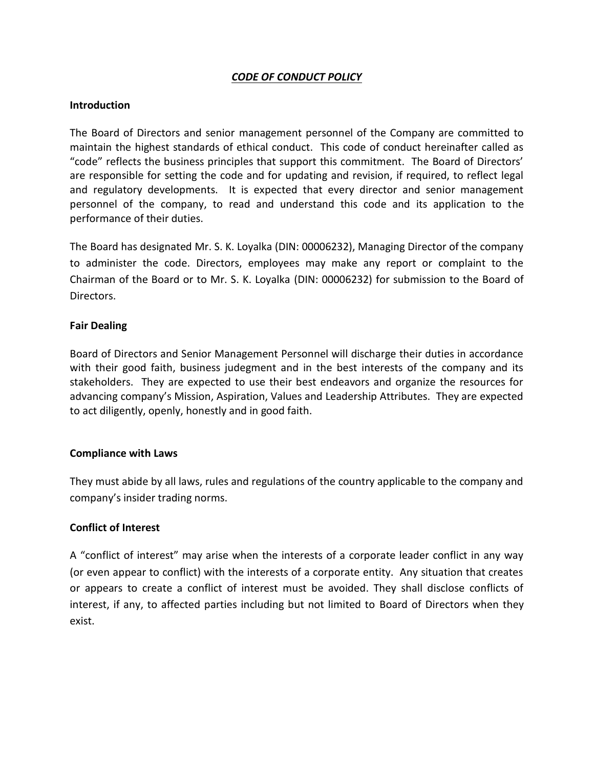# ***CODE OF CONDUCT POLICY***

## Introduction

The Board of Directors and senior management personnel of the Company are committed to maintain the highest standards of ethical conduct. This code of conduct hereinafter called as "code" reflects the business principles that support this commitment. The Board of Directors' are responsible for setting the code and for updating and revision, if required, to reflect legal and regulatory developments. It is expected that every director and senior management personnel of the company, to read and understand this code and its application to the performance of their duties.

The Board has designated Mr. S. K. Loyalka (DIN: 00006232), Managing Director of the company to administer the code. Directors, employees may make any report or complaint to the Chairman of the Board or to Mr. S. K. Loyalka (DIN: 00006232) for submission to the Board of Directors.

## Fair Dealing

Board of Directors and Senior Management Personnel will discharge their duties in accordance with their good faith, business judgement and in the best interests of the company and its stakeholders. They are expected to use their best endeavors and organize the resources for advancing company's Mission, Aspiration, Values and Leadership Attributes. They are expected to act diligently, openly, honestly and in good faith.

## Compliance with Laws

They must abide by all laws, rules and regulations of the country applicable to the company and company's insider trading norms.

## Conflict of Interest

A "conflict of interest" may arise when the interests of a corporate leader conflict in any way (or even appear to conflict) with the interests of a corporate entity. Any situation that creates or appears to create a conflict of interest must be avoided. They shall disclose conflicts of interest, if any, to affected parties including but not limited to Board of Directors when they exist.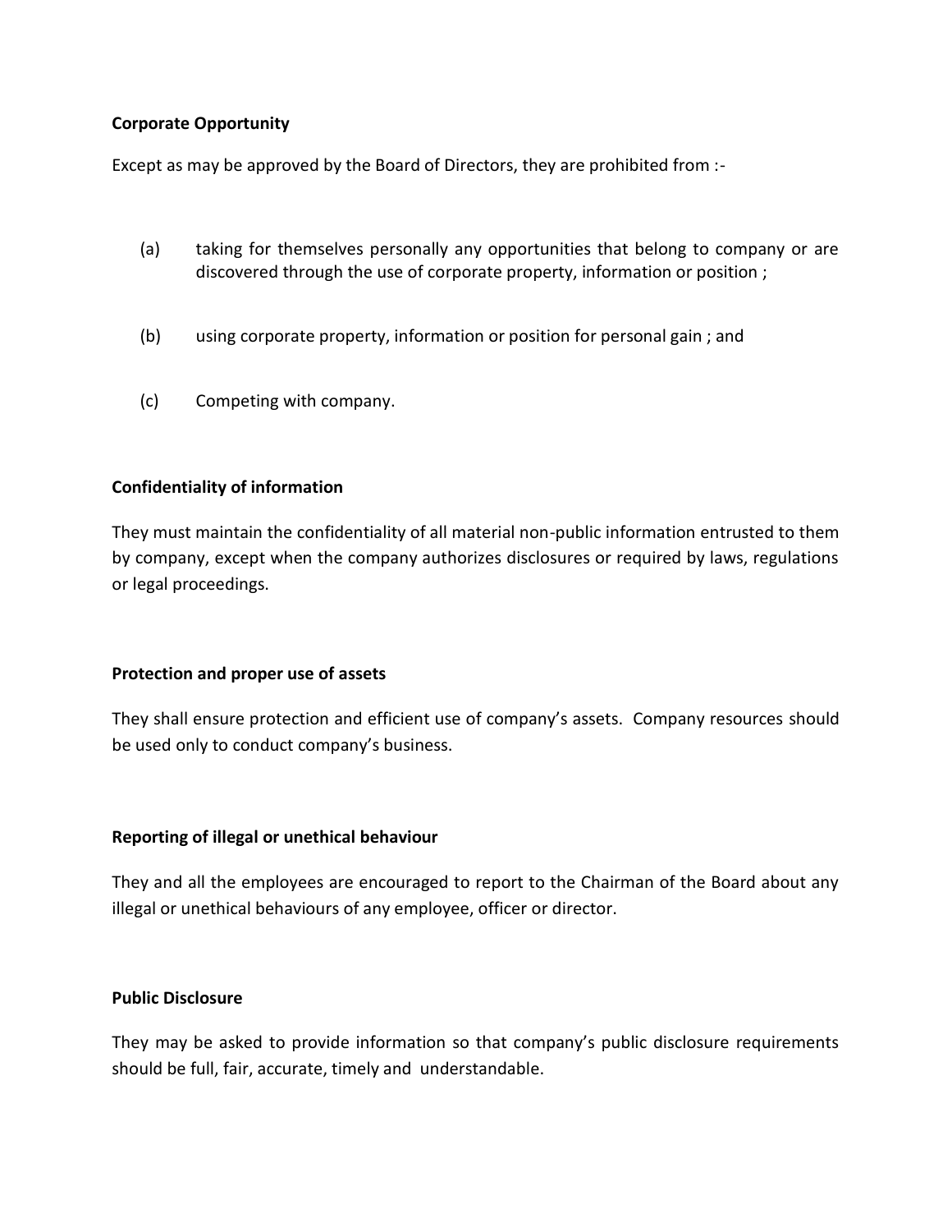**Corporate Opportunity**

Except as may be approved by the Board of Directors, they are prohibited from :-

(a) taking for themselves personally any opportunities that belong to company or are discovered through the use of corporate property, information or position ;

(b) using corporate property, information or position for personal gain ; and

(c) Competing with company.

**Confidentiality of information**

They must maintain the confidentiality of all material non-public information entrusted to them by company, except when the company authorizes disclosures or required by laws, regulations or legal proceedings.

**Protection and proper use of assets**

They shall ensure protection and efficient use of company's assets. Company resources should be used only to conduct company's business.

**Reporting of illegal or unethical behaviour**

They and all the employees are encouraged to report to the Chairman of the Board about any illegal or unethical behaviours of any employee, officer or director.

**Public Disclosure**

They may be asked to provide information so that company's public disclosure requirements should be full, fair, accurate, timely and understandable.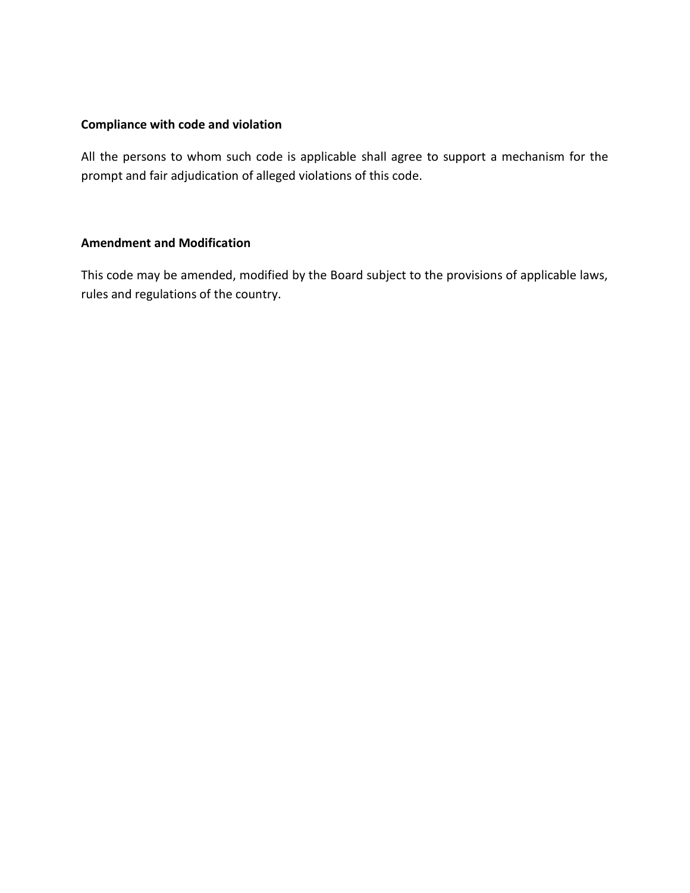**Compliance with code and violation**

All the persons to whom such code is applicable shall agree to support a mechanism for the prompt and fair adjudication of alleged violations of this code.

**Amendment and Modification**

This code may be amended, modified by the Board subject to the provisions of applicable laws, rules and regulations of the country.